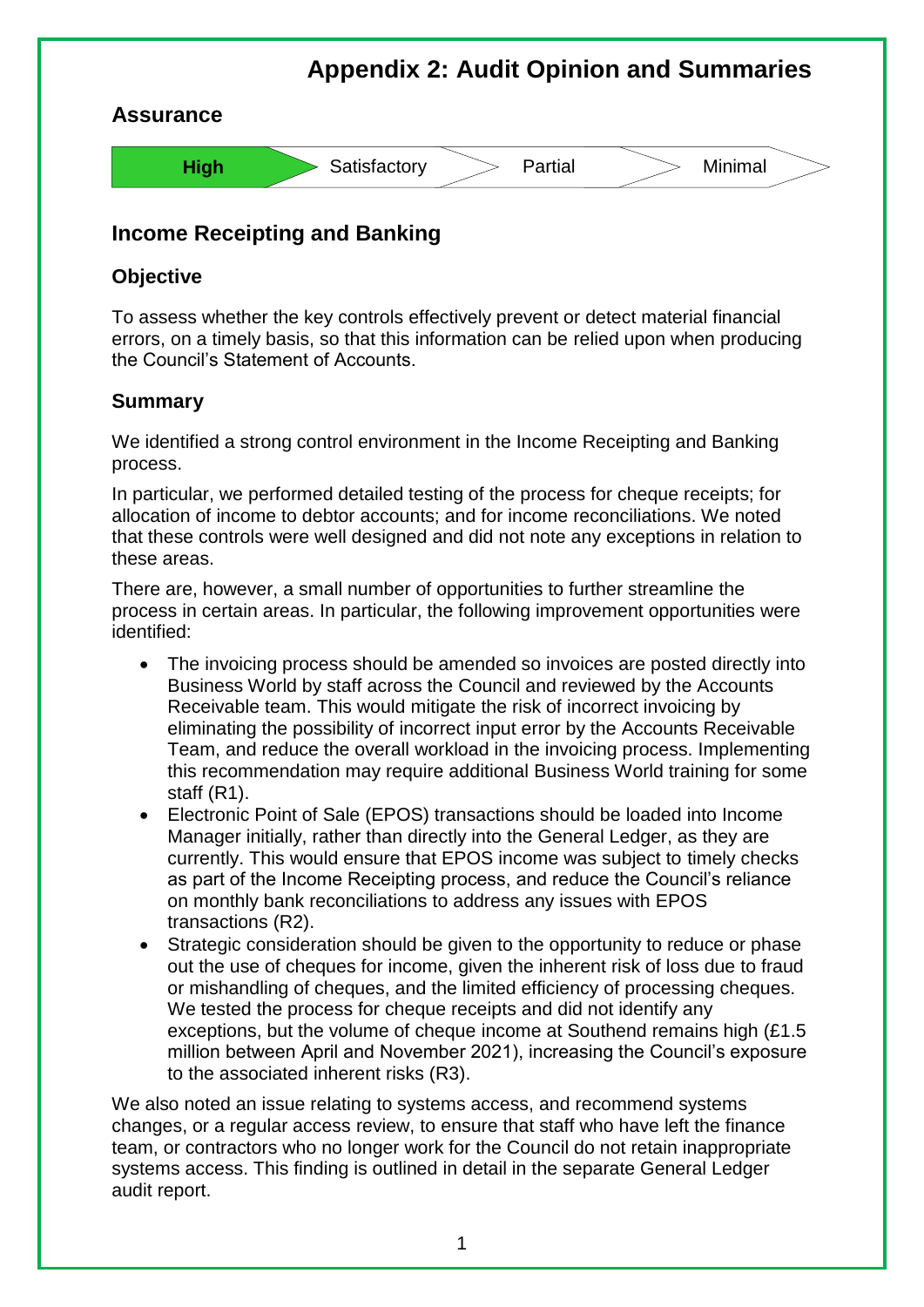# Appendix 2: Audit Opinion and Summaries

## Assurance

| **High** | Satisfactory | Partial | Minimal |
|---|---|---|---|

## Income Receipting and Banking

### Objective

To assess whether the key controls effectively prevent or detect material financial errors, on a timely basis, so that this information can be relied upon when producing the Council's Statement of Accounts.

### Summary

We identified a strong control environment in the Income Receipting and Banking process.

In particular, we performed detailed testing of the process for cheque receipts; for allocation of income to debtor accounts; and for income reconciliations. We noted that these controls were well designed and did not note any exceptions in relation to these areas.

There are, however, a small number of opportunities to further streamline the process in certain areas. In particular, the following improvement opportunities were identified:

- The invoicing process should be amended so invoices are posted directly into Business World by staff across the Council and reviewed by the Accounts Receivable team. This would mitigate the risk of incorrect invoicing by eliminating the possibility of incorrect input error by the Accounts Receivable Team, and reduce the overall workload in the invoicing process. Implementing this recommendation may require additional Business World training for some staff (R1).
- Electronic Point of Sale (EPOS) transactions should be loaded into Income Manager initially, rather than directly into the General Ledger, as they are currently. This would ensure that EPOS income was subject to timely checks as part of the Income Receipting process, and reduce the Council's reliance on monthly bank reconciliations to address any issues with EPOS transactions (R2).
- Strategic consideration should be given to the opportunity to reduce or phase out the use of cheques for income, given the inherent risk of loss due to fraud or mishandling of cheques, and the limited efficiency of processing cheques. We tested the process for cheque receipts and did not identify any exceptions, but the volume of cheque income at Southend remains high (£1.5 million between April and November 2021), increasing the Council's exposure to the associated inherent risks (R3).

We also noted an issue relating to systems access, and recommend systems changes, or a regular access review, to ensure that staff who have left the finance team, or contractors who no longer work for the Council do not retain inappropriate systems access. This finding is outlined in detail in the separate General Ledger audit report.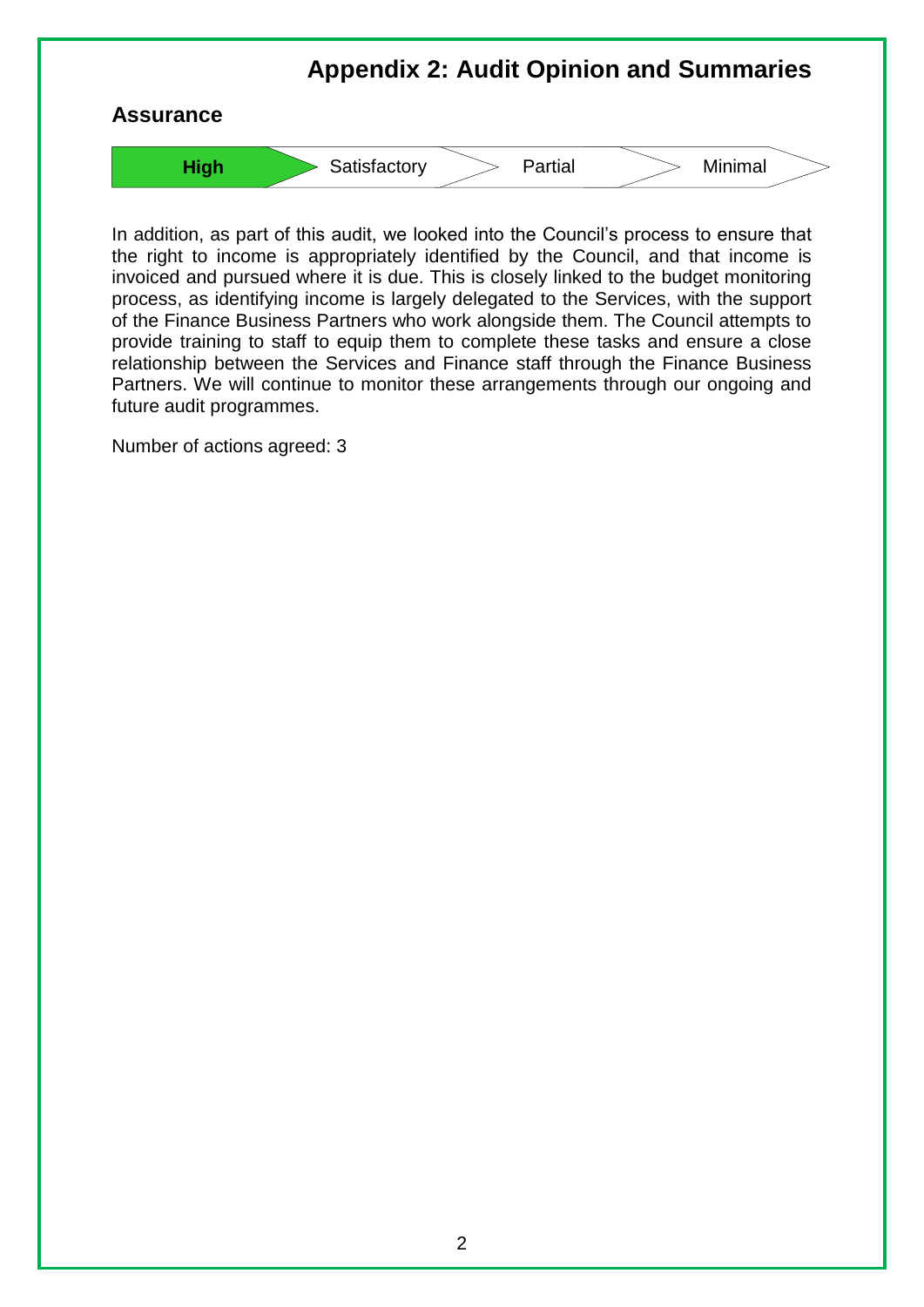## Appendix 2: Audit Opinion and Summaries

### Assurance

**High** | Satisfactory | Partial | Minimal

In addition, as part of this audit, we looked into the Council's process to ensure that the right to income is appropriately identified by the Council, and that income is invoiced and pursued where it is due. This is closely linked to the budget monitoring process, as identifying income is largely delegated to the Services, with the support of the Finance Business Partners who work alongside them. The Council attempts to provide training to staff to equip them to complete these tasks and ensure a close relationship between the Services and Finance staff through the Finance Business Partners. We will continue to monitor these arrangements through our ongoing and future audit programmes.

Number of actions agreed: 3